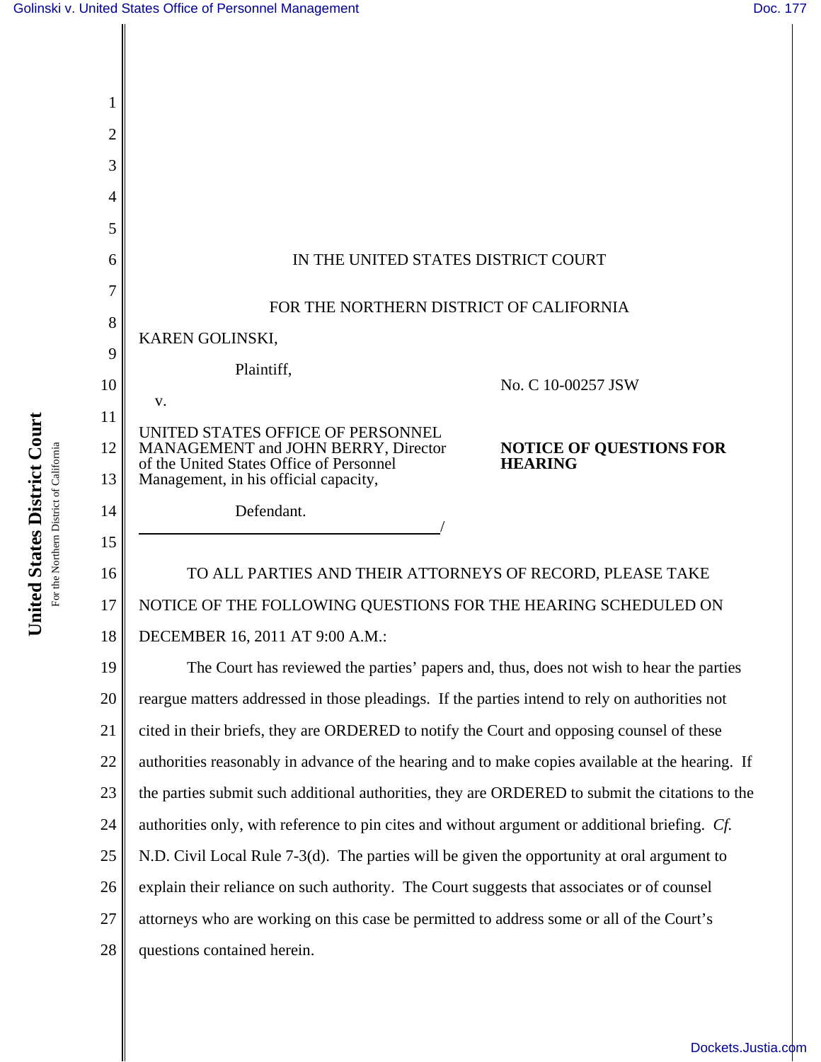IN THE UNITED STATES DISTRICT COURT

FOR THE NORTHERN DISTRICT OF CALIFORNIA

KAREN GOLINSKI,

Plaintiff,

v.

UNITED STATES OFFICE OF PERSONNEL MANAGEMENT and JOHN BERRY, Director of the United States Office of Personnel Management, in his official capacity,

Defendant.

No. C 10-00257 JSW

**NOTICE OF QUESTIONS FOR HEARING**

TO ALL PARTIES AND THEIR ATTORNEYS OF RECORD, PLEASE TAKE NOTICE OF THE FOLLOWING QUESTIONS FOR THE HEARING SCHEDULED ON DECEMBER 16, 2011 AT 9:00 A.M.:

The Court has reviewed the parties' papers and, thus, does not wish to hear the parties reargue matters addressed in those pleadings. If the parties intend to rely on authorities not cited in their briefs, they are ORDERED to notify the Court and opposing counsel of these authorities reasonably in advance of the hearing and to make copies available at the hearing. If the parties submit such additional authorities, they are ORDERED to submit the citations to the authorities only, with reference to pin cites and without argument or additional briefing. *Cf.* N.D. Civil Local Rule 7-3(d). The parties will be given the opportunity at oral argument to explain their reliance on such authority. The Court suggests that associates or of counsel attorneys who are working on this case be permitted to address some or all of the Court's questions contained herein.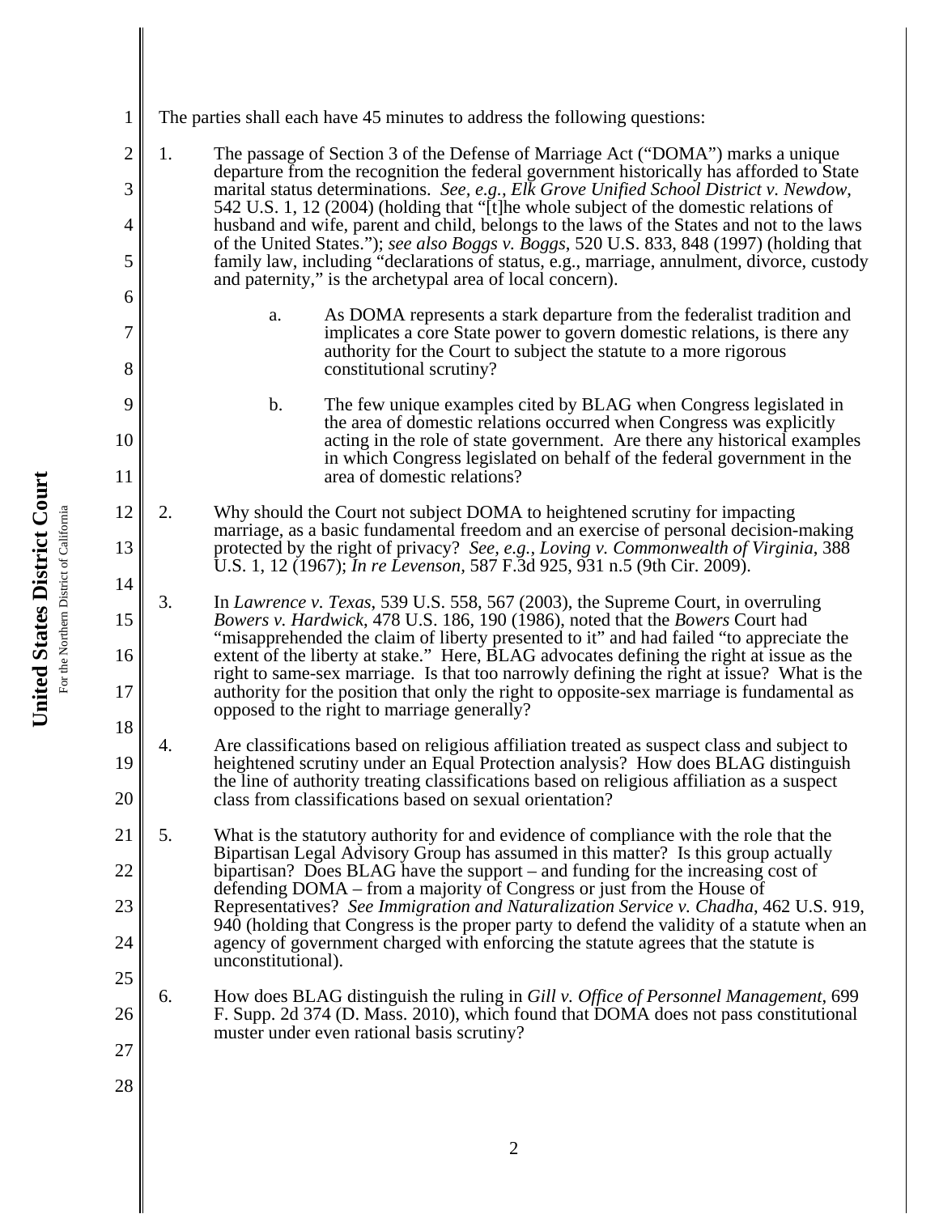The parties shall each have 45 minutes to address the following questions:

1. The passage of Section 3 of the Defense of Marriage Act ("DOMA") marks a unique departure from the recognition the federal government historically has afforded to State marital status determinations. *See, e.g.*, *Elk Grove Unified School District v. Newdow*, 542 U.S. 1, 12 (2004) (holding that "[t]he whole subject of the domestic relations of husband and wife, parent and child, belongs to the laws of the States and not to the laws of the United States."); *see also Boggs v. Boggs*, 520 U.S. 833, 848 (1997) (holding that family law, including "declarations of status, e.g., marriage, annulment, divorce, custody and paternity," is the archetypal area of local concern).

    a. As DOMA represents a stark departure from the federalist tradition and implicates a core State power to govern domestic relations, is there any authority for the Court to subject the statute to a more rigorous constitutional scrutiny?

    b. The few unique examples cited by BLAG when Congress legislated in the area of domestic relations occurred when Congress was explicitly acting in the role of state government. Are there any historical examples in which Congress legislated on behalf of the federal government in the area of domestic relations?

2. Why should the Court not subject DOMA to heightened scrutiny for impacting marriage, as a basic fundamental freedom and an exercise of personal decision-making protected by the right of privacy? *See, e.g.*, *Loving v. Commonwealth of Virginia*, 388 U.S. 1, 12 (1967); *In re Levenson*, 587 F.3d 925, 931 n.5 (9th Cir. 2009).

3. In *Lawrence v. Texas*, 539 U.S. 558, 567 (2003), the Supreme Court, in overruling *Bowers v. Hardwick*, 478 U.S. 186, 190 (1986), noted that the *Bowers* Court had "misapprehended the claim of liberty presented to it" and had failed "to appreciate the extent of the liberty at stake." Here, BLAG advocates defining the right at issue as the right to same-sex marriage. Is that too narrowly defining the right at issue? What is the authority for the position that only the right to opposite-sex marriage is fundamental as opposed to the right to marriage generally?

4. Are classifications based on religious affiliation treated as suspect class and subject to heightened scrutiny under an Equal Protection analysis? How does BLAG distinguish the line of authority treating classifications based on religious affiliation as a suspect class from classifications based on sexual orientation?

5. What is the statutory authority for and evidence of compliance with the role that the Bipartisan Legal Advisory Group has assumed in this matter? Is this group actually bipartisan? Does BLAG have the support – and funding for the increasing cost of defending DOMA – from a majority of Congress or just from the House of Representatives? *See Immigration and Naturalization Service v. Chadha*, 462 U.S. 919, 940 (holding that Congress is the proper party to defend the validity of a statute when an agency of government charged with enforcing the statute agrees that the statute is unconstitutional).

6. How does BLAG distinguish the ruling in *Gill v. Office of Personnel Management*, 699 F. Supp. 2d 374 (D. Mass. 2010), which found that DOMA does not pass constitutional muster under even rational basis scrutiny?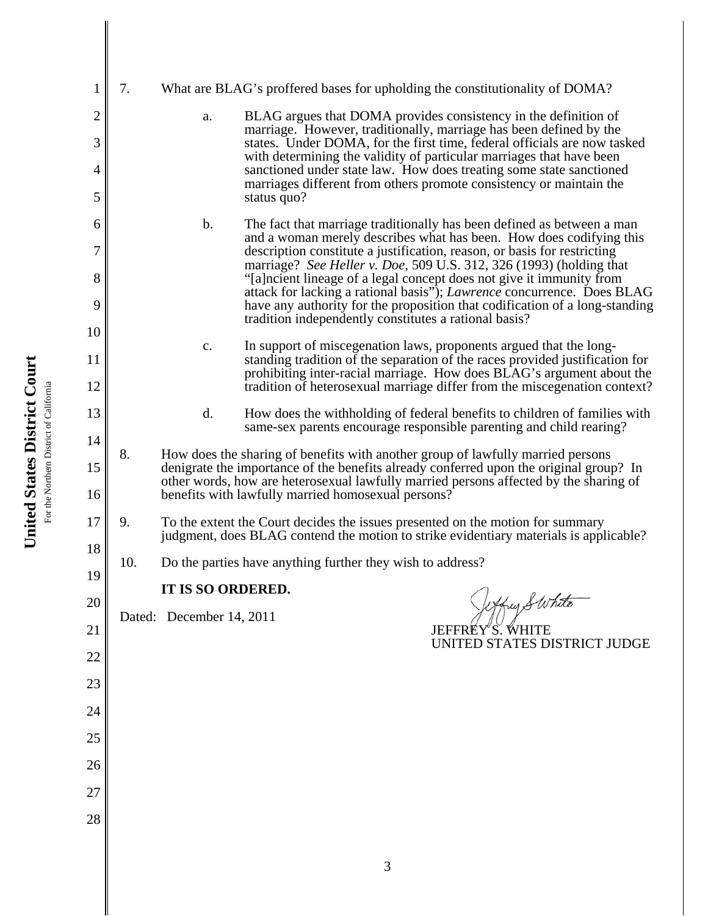7. What are BLAG's proffered bases for upholding the constitutionality of DOMA?

   a. BLAG argues that DOMA provides consistency in the definition of marriage. However, traditionally, marriage has been defined by the states. Under DOMA, for the first time, federal officials are now tasked with determining the validity of particular marriages that have been sanctioned under state law. How does treating some state sanctioned marriages different from others promote consistency or maintain the status quo?

   b. The fact that marriage traditionally has been defined as between a man and a woman merely describes what has been. How does codifying this description constitute a justification, reason, or basis for restricting marriage? *See Heller v. Doe*, 509 U.S. 312, 326 (1993) (holding that "[a]ncient lineage of a legal concept does not give it immunity from attack for lacking a rational basis"); *Lawrence* concurrence. Does BLAG have any authority for the proposition that codification of a long-standing tradition independently constitutes a rational basis?

   c. In support of miscegenation laws, proponents argued that the long-standing tradition of the separation of the races provided justification for prohibiting inter-racial marriage. How does BLAG's argument about the tradition of heterosexual marriage differ from the miscegenation context?

   d. How does the withholding of federal benefits to children of families with same-sex parents encourage responsible parenting and child rearing?

8. How does the sharing of benefits with another group of lawfully married persons denigrate the importance of the benefits already conferred upon the original group? In other words, how are heterosexual lawfully married persons affected by the sharing of benefits with lawfully married homosexual persons?

9. To the extent the Court decides the issues presented on the motion for summary judgment, does BLAG contend the motion to strike evidentiary materials is applicable?

10. Do the parties have anything further they wish to address?

**IT IS SO ORDERED.**

Dated: December 14, 2011

JEFFREY S. WHITE
UNITED STATES DISTRICT JUDGE